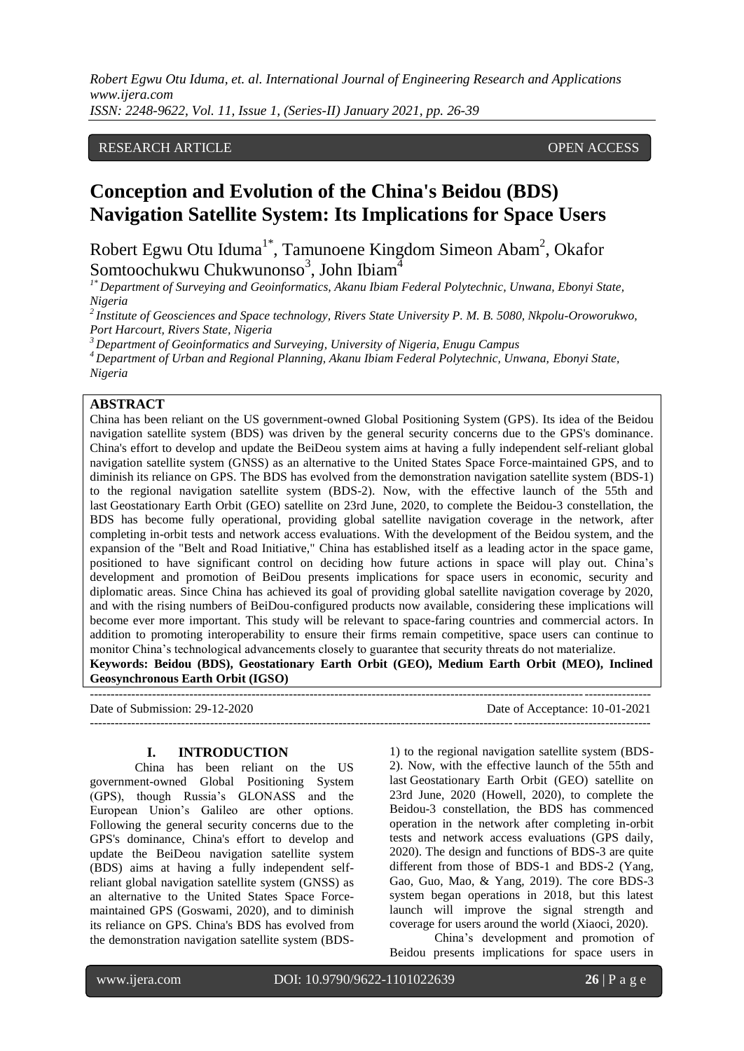RESEARCH ARTICLE OPEN ACCESS

# Conception and Evolution of the China's Beidou (BDS) Navigation Satellite System: Its Implications for Space Users

Robert Egwu Otu Iduma[1*], Tamunoene Kingdom Simeon Abam[2], Okafor Somtoochukwu Chukwunonso[3], John Ibiam[4]

[1*] *Department of Surveying and Geoinformatics, Akanu Ibiam Federal Polytechnic, Unwana, Ebonyi State, Nigeria*

[2] *Institute of Geosciences and Space technology, Rivers State University P. M. B. 5080, Nkpolu-Oroworukwo, Port Harcourt, Rivers State, Nigeria*

[3] *Department of Geoinformatics and Surveying, University of Nigeria, Enugu Campus*

[4] *Department of Urban and Regional Planning, Akanu Ibiam Federal Polytechnic, Unwana, Ebonyi State, Nigeria*

## ABSTRACT

China has been reliant on the US government-owned Global Positioning System (GPS). Its idea of the Beidou navigation satellite system (BDS) was driven by the general security concerns due to the GPS's dominance. China's effort to develop and update the BeiDeou system aims at having a fully independent self-reliant global navigation satellite system (GNSS) as an alternative to the United States Space Force-maintained GPS, and to diminish its reliance on GPS. The BDS has evolved from the demonstration navigation satellite system (BDS-1) to the regional navigation satellite system (BDS-2). Now, with the effective launch of the 55th and last Geostationary Earth Orbit (GEO) satellite on 23rd June, 2020, to complete the Beidou-3 constellation, the BDS has become fully operational, providing global satellite navigation coverage in the network, after completing in-orbit tests and network access evaluations. With the development of the Beidou system, and the expansion of the "Belt and Road Initiative," China has established itself as a leading actor in the space game, positioned to have significant control on deciding how future actions in space will play out. China's development and promotion of BeiDou presents implications for space users in economic, security and diplomatic areas. Since China has achieved its goal of providing global satellite navigation coverage by 2020, and with the rising numbers of BeiDou-configured products now available, considering these implications will become ever more important. This study will be relevant to space-faring countries and commercial actors. In addition to promoting interoperability to ensure their firms remain competitive, space users can continue to monitor China's technological advancements closely to guarantee that security threats do not materialize.

**Keywords: Beidou (BDS), Geostationary Earth Orbit (GEO), Medium Earth Orbit (MEO), Inclined Geosynchronous Earth Orbit (IGSO)**

Date of Submission: 29-12-2020 Date of Acceptance: 10-01-2021

## I. INTRODUCTION

China has been reliant on the US government-owned Global Positioning System (GPS), though Russia's GLONASS and the European Union's Galileo are other options. Following the general security concerns due to the GPS's dominance, China's effort to develop and update the BeiDeou navigation satellite system (BDS) aims at having a fully independent self-reliant global navigation satellite system (GNSS) as an alternative to the United States Space Force-maintained GPS (Goswami, 2020), and to diminish its reliance on GPS. China's BDS has evolved from the demonstration navigation satellite system (BDS-1) to the regional navigation satellite system (BDS-2). Now, with the effective launch of the 55th and last Geostationary Earth Orbit (GEO) satellite on 23rd June, 2020 (Howell, 2020), to complete the Beidou-3 constellation, the BDS has commenced operation in the network after completing in-orbit tests and network access evaluations (GPS daily, 2020). The design and functions of BDS-3 are quite different from those of BDS-1 and BDS-2 (Yang, Gao, Guo, Mao, & Yang, 2019). The core BDS-3 system began operations in 2018, but this latest launch will improve the signal strength and coverage for users around the world (Xiaoci, 2020).

China's development and promotion of Beidou presents implications for space users in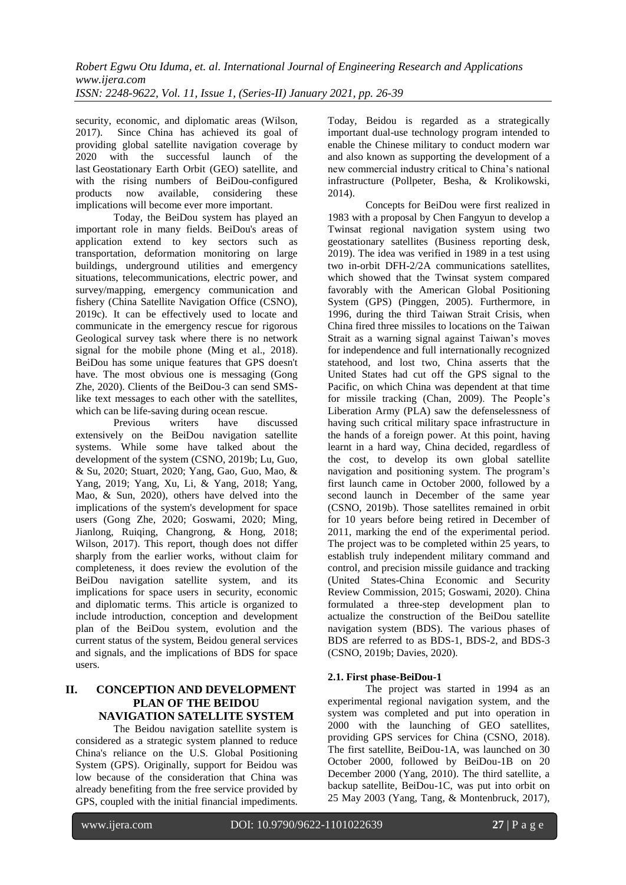security, economic, and diplomatic areas (Wilson, 2017). Since China has achieved its goal of providing global satellite navigation coverage by 2020 with the successful launch of the last Geostationary Earth Orbit (GEO) satellite, and with the rising numbers of BeiDou-configured products now available, considering these implications will become ever more important.

Today, the BeiDou system has played an important role in many fields. BeiDou's areas of application extend to key sectors such as transportation, deformation monitoring on large buildings, underground utilities and emergency situations, telecommunications, electric power, and survey/mapping, emergency communication and fishery (China Satellite Navigation Office (CSNO), 2019c). It can be effectively used to locate and communicate in the emergency rescue for rigorous Geological survey task where there is no network signal for the mobile phone (Ming et al., 2018). BeiDou has some unique features that GPS doesn't have. The most obvious one is messaging (Gong Zhe, 2020). Clients of the BeiDou-3 can send SMS-like text messages to each other with the satellites, which can be life-saving during ocean rescue.

Previous writers have discussed extensively on the BeiDou navigation satellite systems. While some have talked about the development of the system (CSNO, 2019b; Lu, Guo, & Su, 2020; Stuart, 2020; Yang, Gao, Guo, Mao, & Yang, 2019; Yang, Xu, Li, & Yang, 2018; Yang, Mao, & Sun, 2020), others have delved into the implications of the system's development for space users (Gong Zhe, 2020; Goswami, 2020; Ming, Jianlong, Ruiqing, Changrong, & Hong, 2018; Wilson, 2017). This report, though does not differ sharply from the earlier works, without claim for completeness, it does review the evolution of the BeiDou navigation satellite system, and its implications for space users in security, economic and diplomatic terms. This article is organized to include introduction, conception and development plan of the BeiDou system, evolution and the current status of the system, Beidou general services and signals, and the implications of BDS for space users.

## II. CONCEPTION AND DEVELOPMENT PLAN OF THE BEIDOU NAVIGATION SATELLITE SYSTEM

The Beidou navigation satellite system is considered as a strategic system planned to reduce China's reliance on the U.S. Global Positioning System (GPS). Originally, support for Beidou was low because of the consideration that China was already benefiting from the free service provided by GPS, coupled with the initial financial impediments. Today, Beidou is regarded as a strategically important dual-use technology program intended to enable the Chinese military to conduct modern war and also known as supporting the development of a new commercial industry critical to China's national infrastructure (Pollpeter, Besha, & Krolikowski, 2014).

Concepts for BeiDou were first realized in 1983 with a proposal by Chen Fangyun to develop a Twinsat regional navigation system using two geostationary satellites (Business reporting desk, 2019). The idea was verified in 1989 in a test using two in-orbit DFH-2/2A communications satellites, which showed that the Twinsat system compared favorably with the American Global Positioning System (GPS) (Pinggen, 2005). Furthermore, in 1996, during the third Taiwan Strait Crisis, when China fired three missiles to locations on the Taiwan Strait as a warning signal against Taiwan's moves for independence and full internationally recognized statehood, and lost two, China asserts that the United States had cut off the GPS signal to the Pacific, on which China was dependent at that time for missile tracking (Chan, 2009). The People's Liberation Army (PLA) saw the defenselessness of having such critical military space infrastructure in the hands of a foreign power. At this point, having learnt in a hard way, China decided, regardless of the cost, to develop its own global satellite navigation and positioning system. The program's first launch came in October 2000, followed by a second launch in December of the same year (CSNO, 2019b). Those satellites remained in orbit for 10 years before being retired in December of 2011, marking the end of the experimental period. The project was to be completed within 25 years, to establish truly independent military command and control, and precision missile guidance and tracking (United States-China Economic and Security Review Commission, 2015; Goswami, 2020). China formulated a three-step development plan to actualize the construction of the BeiDou satellite navigation system (BDS). The various phases of BDS are referred to as BDS-1, BDS-2, and BDS-3 (CSNO, 2019b; Davies, 2020).

### 2.1. First phase-BeiDou-1

The project was started in 1994 as an experimental regional navigation system, and the system was completed and put into operation in 2000 with the launching of GEO satellites, providing GPS services for China (CSNO, 2018). The first satellite, BeiDou-1A, was launched on 30 October 2000, followed by BeiDou-1B on 20 December 2000 (Yang, 2010). The third satellite, a backup satellite, BeiDou-1C, was put into orbit on 25 May 2003 (Yang, Tang, & Montenbruck, 2017),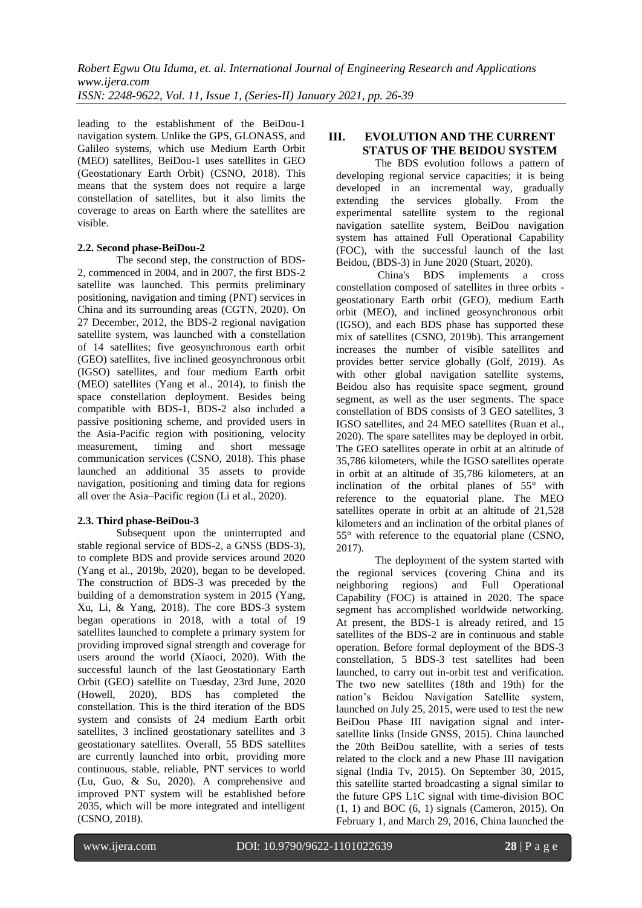leading to the establishment of the BeiDou-1 navigation system. Unlike the GPS, GLONASS, and Galileo systems, which use Medium Earth Orbit (MEO) satellites, BeiDou-1 uses satellites in GEO (Geostationary Earth Orbit) (CSNO, 2018). This means that the system does not require a large constellation of satellites, but it also limits the coverage to areas on Earth where the satellites are visible.

### 2.2. Second phase-BeiDou-2

The second step, the construction of BDS-2, commenced in 2004, and in 2007, the first BDS-2 satellite was launched. This permits preliminary positioning, navigation and timing (PNT) services in China and its surrounding areas (CGTN, 2020). On 27 December, 2012, the BDS-2 regional navigation satellite system, was launched with a constellation of 14 satellites; five geosynchronous earth orbit (GEO) satellites, five inclined geosynchronous orbit (IGSO) satellites, and four medium Earth orbit (MEO) satellites (Yang et al., 2014), to finish the space constellation deployment. Besides being compatible with BDS-1, BDS-2 also included a passive positioning scheme, and provided users in the Asia-Pacific region with positioning, velocity measurement, timing and short message communication services (CSNO, 2018). This phase launched an additional 35 assets to provide navigation, positioning and timing data for regions all over the Asia–Pacific region (Li et al., 2020).

### 2.3. Third phase-BeiDou-3

Subsequent upon the uninterrupted and stable regional service of BDS-2, a GNSS (BDS-3), to complete BDS and provide services around 2020 (Yang et al., 2019b, 2020), began to be developed. The construction of BDS-3 was preceded by the building of a demonstration system in 2015 (Yang, Xu, Li, & Yang, 2018). The core BDS-3 system began operations in 2018, with a total of 19 satellites launched to complete a primary system for providing improved signal strength and coverage for users around the world (Xiaoci, 2020). With the successful launch of the last Geostationary Earth Orbit (GEO) satellite on Tuesday, 23rd June, 2020 (Howell, 2020), BDS has completed the constellation. This is the third iteration of the BDS system and consists of 24 medium Earth orbit satellites, 3 inclined geostationary satellites and 3 geostationary satellites. Overall, 55 BDS satellites are currently launched into orbit, providing more continuous, stable, reliable, PNT services to world (Lu, Guo, & Su, 2020). A comprehensive and improved PNT system will be established before 2035, which will be more integrated and intelligent (CSNO, 2018).

## III. EVOLUTION AND THE CURRENT STATUS OF THE BEIDOU SYSTEM

The BDS evolution follows a pattern of developing regional service capacities; it is being developed in an incremental way, gradually extending the services globally. From the experimental satellite system to the regional navigation satellite system, BeiDou navigation system has attained Full Operational Capability (FOC), with the successful launch of the last Beidou, (BDS-3) in June 2020 (Stuart, 2020).

China's BDS implements a cross constellation composed of satellites in three orbits - geostationary Earth orbit (GEO), medium Earth orbit (MEO), and inclined geosynchronous orbit (IGSO), and each BDS phase has supported these mix of satellites (CSNO, 2019b). This arrangement increases the number of visible satellites and provides better service globally (Golf, 2019). As with other global navigation satellite systems, Beidou also has requisite space segment, ground segment, as well as the user segments. The space constellation of BDS consists of 3 GEO satellites, 3 IGSO satellites, and 24 MEO satellites (Ruan et al., 2020). The spare satellites may be deployed in orbit. The GEO satellites operate in orbit at an altitude of 35,786 kilometers, while the IGSO satellites operate in orbit at an altitude of 35,786 kilometers, at an inclination of the orbital planes of 55° with reference to the equatorial plane. The MEO satellites operate in orbit at an altitude of 21,528 kilometers and an inclination of the orbital planes of 55° with reference to the equatorial plane (CSNO, 2017).

The deployment of the system started with the regional services (covering China and its neighboring regions) and Full Operational Capability (FOC) is attained in 2020. The space segment has accomplished worldwide networking. At present, the BDS-1 is already retired, and 15 satellites of the BDS-2 are in continuous and stable operation. Before formal deployment of the BDS-3 constellation, 5 BDS-3 test satellites had been launched, to carry out in-orbit test and verification. The two new satellites (18th and 19th) for the nation's Beidou Navigation Satellite system, launched on July 25, 2015, were used to test the new BeiDou Phase III navigation signal and inter-satellite links (Inside GNSS, 2015). China launched the 20th BeiDou satellite, with a series of tests related to the clock and a new Phase III navigation signal (India Tv, 2015). On September 30, 2015, this satellite started broadcasting a signal similar to the future GPS L1C signal with time-division BOC (1, 1) and BOC (6, 1) signals (Cameron, 2015). On February 1, and March 29, 2016, China launched the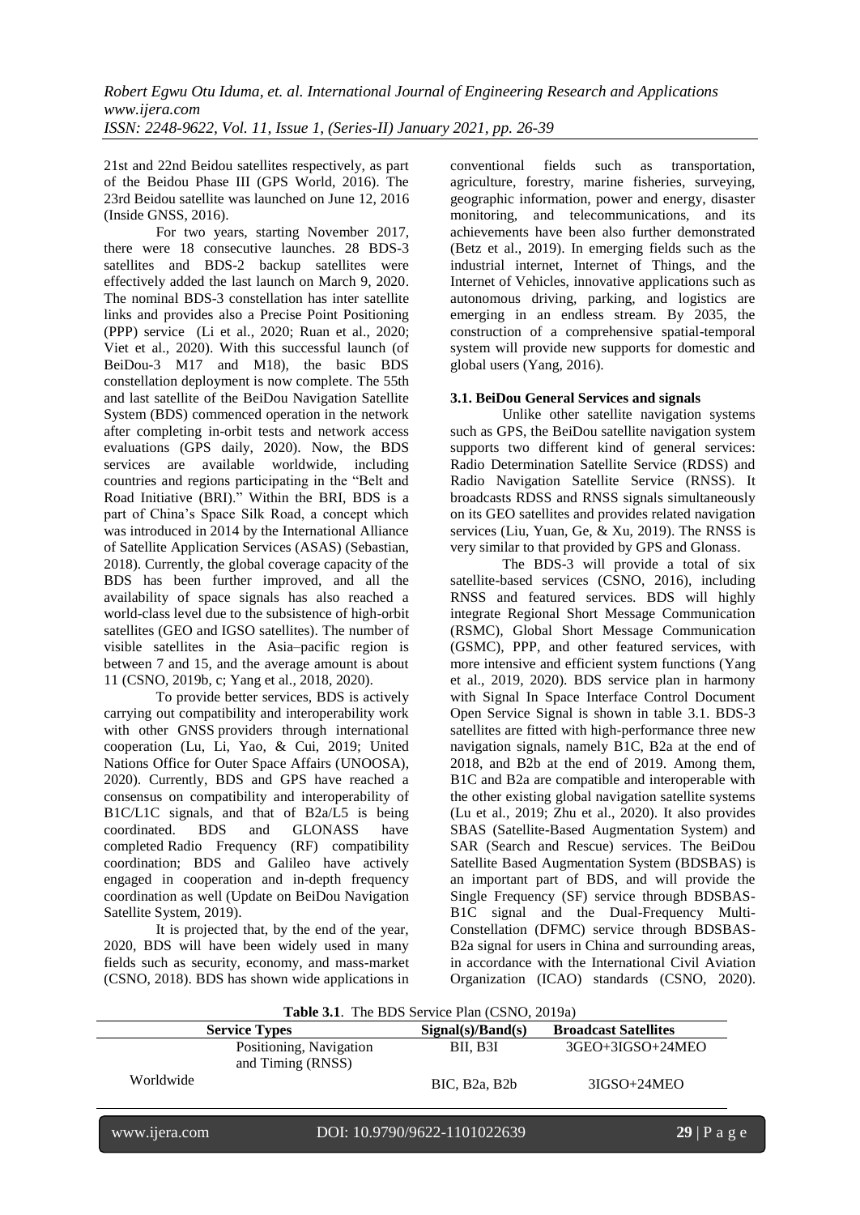21st and 22nd Beidou satellites respectively, as part of the Beidou Phase III (GPS World, 2016). The 23rd Beidou satellite was launched on June 12, 2016 (Inside GNSS, 2016).

For two years, starting November 2017, there were 18 consecutive launches. 28 BDS-3 satellites and BDS-2 backup satellites were effectively added the last launch on March 9, 2020. The nominal BDS-3 constellation has inter satellite links and provides also a Precise Point Positioning (PPP) service (Li et al., 2020; Ruan et al., 2020; Viet et al., 2020). With this successful launch (of BeiDou-3 M17 and M18), the basic BDS constellation deployment is now complete. The 55th and last satellite of the BeiDou Navigation Satellite System (BDS) commenced operation in the network after completing in-orbit tests and network access evaluations (GPS daily, 2020). Now, the BDS services are available worldwide, including countries and regions participating in the "Belt and Road Initiative (BRI)." Within the BRI, BDS is a part of China's Space Silk Road, a concept which was introduced in 2014 by the International Alliance of Satellite Application Services (ASAS) (Sebastian, 2018). Currently, the global coverage capacity of the BDS has been further improved, and all the availability of space signals has also reached a world-class level due to the subsistence of high-orbit satellites (GEO and IGSO satellites). The number of visible satellites in the Asia–pacific region is between 7 and 15, and the average amount is about 11 (CSNO, 2019b, c; Yang et al., 2018, 2020).

To provide better services, BDS is actively carrying out compatibility and interoperability work with other GNSS providers through international cooperation (Lu, Li, Yao, & Cui, 2019; United Nations Office for Outer Space Affairs (UNOOSA), 2020). Currently, BDS and GPS have reached a consensus on compatibility and interoperability of B1C/L1C signals, and that of B2a/L5 is being coordinated. BDS and GLONASS have completed Radio Frequency (RF) compatibility coordination; BDS and Galileo have actively engaged in cooperation and in-depth frequency coordination as well (Update on BeiDou Navigation Satellite System, 2019).

It is projected that, by the end of the year, 2020, BDS will have been widely used in many fields such as security, economy, and mass-market (CSNO, 2018). BDS has shown wide applications in conventional fields such as transportation, agriculture, forestry, marine fisheries, surveying, geographic information, power and energy, disaster monitoring, and telecommunications, and its achievements have been also further demonstrated (Betz et al., 2019). In emerging fields such as the industrial internet, Internet of Things, and the Internet of Vehicles, innovative applications such as autonomous driving, parking, and logistics are emerging in an endless stream. By 2035, the construction of a comprehensive spatial-temporal system will provide new supports for domestic and global users (Yang, 2016).

### 3.1. BeiDou General Services and signals

Unlike other satellite navigation systems such as GPS, the BeiDou satellite navigation system supports two different kind of general services: Radio Determination Satellite Service (RDSS) and Radio Navigation Satellite Service (RNSS). It broadcasts RDSS and RNSS signals simultaneously on its GEO satellites and provides related navigation services (Liu, Yuan, Ge, & Xu, 2019). The RNSS is very similar to that provided by GPS and Glonass.

The BDS-3 will provide a total of six satellite-based services (CSNO, 2016), including RNSS and featured services. BDS will highly integrate Regional Short Message Communication (RSMC), Global Short Message Communication (GSMC), PPP, and other featured services, with more intensive and efficient system functions (Yang et al., 2019, 2020). BDS service plan in harmony with Signal In Space Interface Control Document Open Service Signal is shown in table 3.1. BDS-3 satellites are fitted with high-performance three new navigation signals, namely B1C, B2a at the end of 2018, and B2b at the end of 2019. Among them, B1C and B2a are compatible and interoperable with the other existing global navigation satellite systems (Lu et al., 2019; Zhu et al., 2020). It also provides SBAS (Satellite-Based Augmentation System) and SAR (Search and Rescue) services. The BeiDou Satellite Based Augmentation System (BDSBAS) is an important part of BDS, and will provide the Single Frequency (SF) service through BDSBAS-B1C signal and the Dual-Frequency Multi-Constellation (DFMC) service through BDSBAS-B2a signal for users in China and surrounding areas, in accordance with the International Civil Aviation Organization (ICAO) standards (CSNO, 2020).

**Table 3.1**. The BDS Service Plan (CSNO, 2019a)

| Service Types | | Signal(s)/Band(s) | Broadcast Satellites |
|---|---|---|---|
| Worldwide | Positioning, Navigation and Timing (RNSS) | BII, B3I | 3GEO+3IGSO+24MEO |
| | | BIC, B2a, B2b | 3IGSO+24MEO |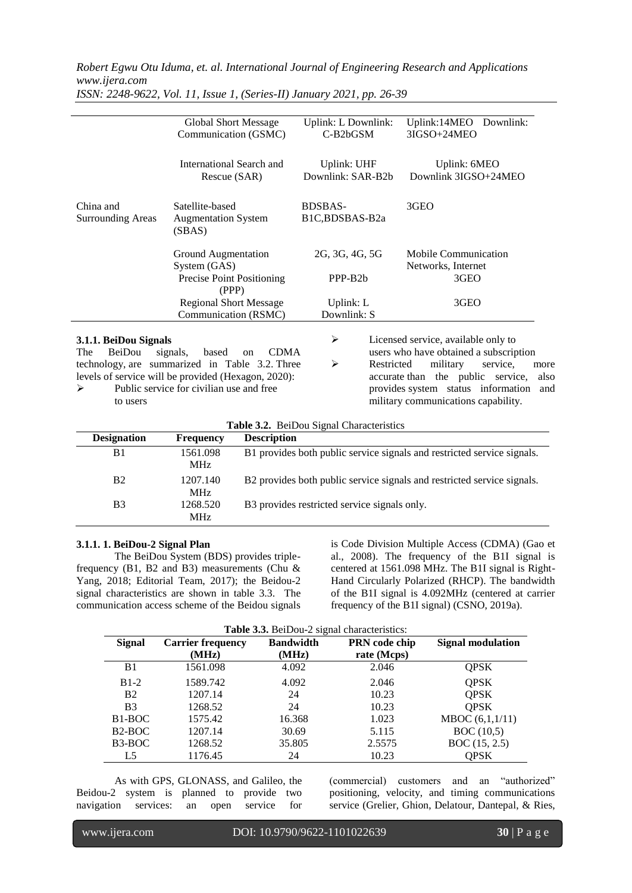| | Global Short Message Communication (GSMC) | Uplink: L Downlink: C-B2bGSM | Uplink:14MEO Downlink: 3IGSO+24MEO |
|---|---|---|---|
| | International Search and Rescue (SAR) | Uplink: UHF Downlink: SAR-B2b | Uplink: 6MEO Downlink 3IGSO+24MEO |
| China and Surrounding Areas | Satellite-based Augmentation System (SBAS) | BDSBAS-B1C,BDSBAS-B2a | 3GEO |
| | Ground Augmentation System (GAS) | 2G, 3G, 4G, 5G | Mobile Communication Networks, Internet |
| | Precise Point Positioning (PPP) | PPP-B2b | 3GEO |
| | Regional Short Message Communication (RSMC) | Uplink: L Downlink: S | 3GEO |

#### 3.1.1. BeiDou Signals

The BeiDou signals, based on CDMA technology, are summarized in Table 3.2. Three levels of service will be provided (Hexagon, 2020):

- Public service for civilian use and free to users
- Licensed service, available only to users who have obtained a subscription
- Restricted military service, more accurate than the public service, also provides system status information and military communications capability.

**Table 3.2.** BeiDou Signal Characteristics

| Designation | Frequency | Description |
|---|---|---|
| B1 | 1561.098 MHz | B1 provides both public service signals and restricted service signals. |
| B2 | 1207.140 MHz | B2 provides both public service signals and restricted service signals. |
| B3 | 1268.520 MHz | B3 provides restricted service signals only. |

#### 3.1.1. 1. BeiDou-2 Signal Plan

The BeiDou System (BDS) provides triple-frequency (B1, B2 and B3) measurements (Chu & Yang, 2018; Editorial Team, 2017); the Beidou-2 signal characteristics are shown in table 3.3. The communication access scheme of the Beidou signals is Code Division Multiple Access (CDMA) (Gao et al., 2008). The frequency of the B1I signal is centered at 1561.098 MHz. The B1I signal is Right-Hand Circularly Polarized (RHCP). The bandwidth of the B1I signal is 4.092MHz (centered at carrier frequency of the B1I signal) (CSNO, 2019a).

**Table 3.3.** BeiDou-2 signal characteristics:

| Signal | Carrier frequency (MHz) | Bandwidth (MHz) | PRN code chip rate (Mcps) | Signal modulation |
|---|---|---|---|---|
| B1 | 1561.098 | 4.092 | 2.046 | QPSK |
| B1-2 | 1589.742 | 4.092 | 2.046 | QPSK |
| B2 | 1207.14 | 24 | 10.23 | QPSK |
| B3 | 1268.52 | 24 | 10.23 | QPSK |
| B1-BOC | 1575.42 | 16.368 | 1.023 | MBOC (6,1,1/11) |
| B2-BOC | 1207.14 | 30.69 | 5.115 | BOC (10,5) |
| B3-BOC | 1268.52 | 35.805 | 2.5575 | BOC (15, 2.5) |
| L5 | 1176.45 | 24 | 10.23 | QPSK |

As with GPS, GLONASS, and Galileo, the Beidou-2 system is planned to provide two navigation services: an open service for (commercial) customers and an "authorized" positioning, velocity, and timing communications service (Grelier, Ghion, Delatour, Dantepal, & Ries,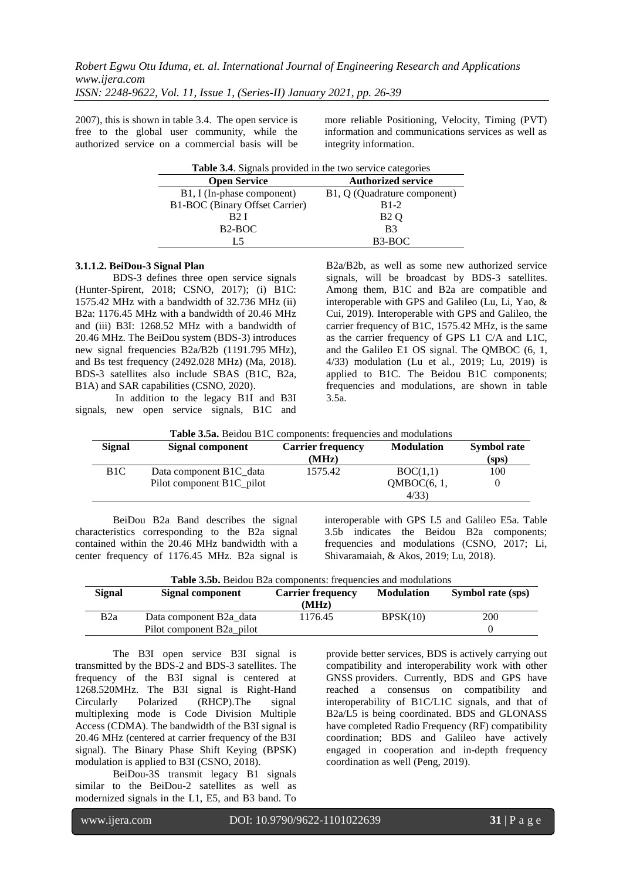2007), this is shown in table 3.4. The open service is free to the global user community, while the authorized service on a commercial basis will be more reliable Positioning, Velocity, Timing (PVT) information and communications services as well as integrity information.

**Table 3.4**. Signals provided in the two service categories

| Open Service | Authorized service |
|---|---|
| B1, I (In-phase component) | B1, Q (Quadrature component) |
| B1-BOC (Binary Offset Carrier) | B1-2 |
| B2 I | B2 Q |
| B2-BOC | B3 |
| L5 | B3-BOC |

#### 3.1.1.2. BeiDou-3 Signal Plan

BDS-3 defines three open service signals (Hunter-Spirent, 2018; CSNO, 2017); (i) B1C: 1575.42 MHz with a bandwidth of 32.736 MHz (ii) B2a: 1176.45 MHz with a bandwidth of 20.46 MHz and (iii) B3I: 1268.52 MHz with a bandwidth of 20.46 MHz. The BeiDou system (BDS-3) introduces new signal frequencies B2a/B2b (1191.795 MHz), and Bs test frequency (2492.028 MHz) (Ma, 2018). BDS-3 satellites also include SBAS (B1C, B2a, B1A) and SAR capabilities (CSNO, 2020).

In addition to the legacy B1I and B3I signals, new open service signals, B1C and B2a/B2b, as well as some new authorized service signals, will be broadcast by BDS-3 satellites. Among them, B1C and B2a are compatible and interoperable with GPS and Galileo (Lu, Li, Yao, & Cui, 2019). Interoperable with GPS and Galileo, the carrier frequency of B1C, 1575.42 MHz, is the same as the carrier frequency of GPS L1 C/A and L1C, and the Galileo E1 OS signal. The QMBOC (6, 1, 4/33) modulation (Lu et al., 2019; Lu, 2019) is applied to B1C. The Beidou B1C components; frequencies and modulations, are shown in table 3.5a.

**Table 3.5a.** Beidou B1C components: frequencies and modulations

| Signal | Signal component | Carrier frequency (MHz) | Modulation | Symbol rate (sps) |
|---|---|---|---|---|
| B1C | Data component B1C_data | 1575.42 | BOC(1,1) | 100 |
| | Pilot component B1C_pilot | | QMBOC(6, 1, 4/33) | 0 |

BeiDou B2a Band describes the signal characteristics corresponding to the B2a signal contained within the 20.46 MHz bandwidth with a center frequency of 1176.45 MHz. B2a signal is interoperable with GPS L5 and Galileo E5a. Table 3.5b indicates the Beidou B2a components; frequencies and modulations (CSNO, 2017; Li, Shivaramaiah, & Akos, 2019; Lu, 2018).

**Table 3.5b.** Beidou B2a components: frequencies and modulations

| Signal | Signal component | Carrier frequency (MHz) | Modulation | Symbol rate (sps) |
|---|---|---|---|---|
| B2a | Data component B2a_data | 1176.45 | BPSK(10) | 200 |
| | Pilot component B2a_pilot | | | 0 |

The B3I open service B3I signal is transmitted by the BDS-2 and BDS-3 satellites. The frequency of the B3I signal is centered at 1268.520MHz. The B3I signal is Right-Hand Circularly Polarized (RHCP).The signal multiplexing mode is Code Division Multiple Access (CDMA). The bandwidth of the B3I signal is 20.46 MHz (centered at carrier frequency of the B3I signal). The Binary Phase Shift Keying (BPSK) modulation is applied to B3I (CSNO, 2018).

BeiDou-3S transmit legacy B1 signals similar to the BeiDou-2 satellites as well as modernized signals in the L1, E5, and B3 band. To provide better services, BDS is actively carrying out compatibility and interoperability work with other GNSS providers. Currently, BDS and GPS have reached a consensus on compatibility and interoperability of B1C/L1C signals, and that of B2a/L5 is being coordinated. BDS and GLONASS have completed Radio Frequency (RF) compatibility coordination; BDS and Galileo have actively engaged in cooperation and in-depth frequency coordination as well (Peng, 2019).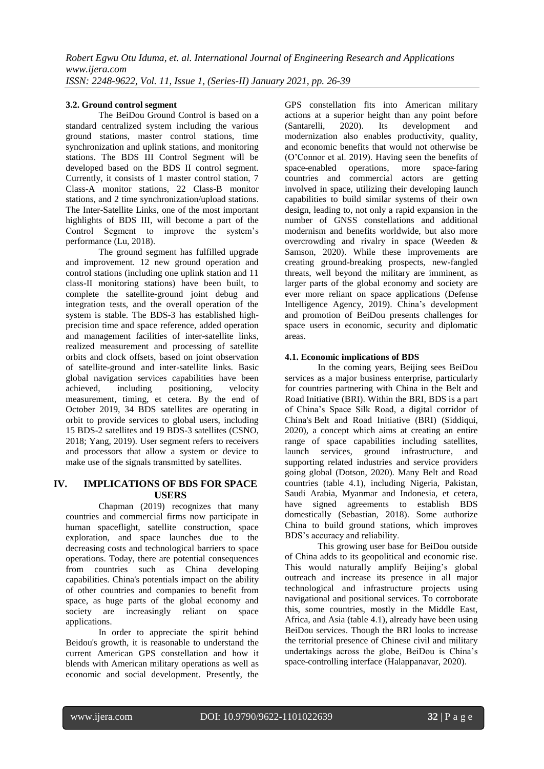### 3.2. Ground control segment

The BeiDou Ground Control is based on a standard centralized system including the various ground stations, master control stations, time synchronization and uplink stations, and monitoring stations. The BDS III Control Segment will be developed based on the BDS II control segment. Currently, it consists of 1 master control station, 7 Class-A monitor stations, 22 Class-B monitor stations, and 2 time synchronization/upload stations. The Inter-Satellite Links, one of the most important highlights of BDS III, will become a part of the Control Segment to improve the system's performance (Lu, 2018).

The ground segment has fulfilled upgrade and improvement. 12 new ground operation and control stations (including one uplink station and 11 class-II monitoring stations) have been built, to complete the satellite-ground joint debug and integration tests, and the overall operation of the system is stable. The BDS-3 has established high-precision time and space reference, added operation and management facilities of inter-satellite links, realized measurement and processing of satellite orbits and clock offsets, based on joint observation of satellite-ground and inter-satellite links. Basic global navigation services capabilities have been achieved, including positioning, velocity measurement, timing, et cetera. By the end of October 2019, 34 BDS satellites are operating in orbit to provide services to global users, including 15 BDS-2 satellites and 19 BDS-3 satellites (CSNO, 2018; Yang, 2019). User segment refers to receivers and processors that allow a system or device to make use of the signals transmitted by satellites.

## IV. IMPLICATIONS OF BDS FOR SPACE USERS

Chapman (2019) recognizes that many countries and commercial firms now participate in human spaceflight, satellite construction, space exploration, and space launches due to the decreasing costs and technological barriers to space operations. Today, there are potential consequences from countries such as China developing capabilities. China's potentials impact on the ability of other countries and companies to benefit from space, as huge parts of the global economy and society are increasingly reliant on space applications.

In order to appreciate the spirit behind Beidou's growth, it is reasonable to understand the current American GPS constellation and how it blends with American military operations as well as economic and social development. Presently, the GPS constellation fits into American military actions at a superior height than any point before (Santarelli, 2020). Its development and modernization also enables productivity, quality, and economic benefits that would not otherwise be (O'Connor et al. 2019). Having seen the benefits of space-enabled operations, more space-faring countries and commercial actors are getting involved in space, utilizing their developing launch capabilities to build similar systems of their own design, leading to, not only a rapid expansion in the number of GNSS constellations and additional modernism and benefits worldwide, but also more overcrowding and rivalry in space (Weeden & Samson, 2020). While these improvements are creating ground-breaking prospects, new-fangled threats, well beyond the military are imminent, as larger parts of the global economy and society are ever more reliant on space applications (Defense Intelligence Agency, 2019). China's development and promotion of BeiDou presents challenges for space users in economic, security and diplomatic areas.

### 4.1. Economic implications of BDS

In the coming years, Beijing sees BeiDou services as a major business enterprise, particularly for countries partnering with China in the Belt and Road Initiative (BRI). Within the BRI, BDS is a part of China's Space Silk Road, a digital corridor of China's Belt and Road Initiative (BRI) (Siddiqui, 2020), a concept which aims at creating an entire range of space capabilities including satellites, launch services, ground infrastructure, and supporting related industries and service providers going global (Dotson, 2020). Many Belt and Road countries (table 4.1), including Nigeria, Pakistan, Saudi Arabia, Myanmar and Indonesia, et cetera, have signed agreements to establish BDS domestically (Sebastian, 2018). Some authorize China to build ground stations, which improves BDS's accuracy and reliability.

This growing user base for BeiDou outside of China adds to its geopolitical and economic rise. This would naturally amplify Beijing's global outreach and increase its presence in all major technological and infrastructure projects using navigational and positional services. To corroborate this, some countries, mostly in the Middle East, Africa, and Asia (table 4.1), already have been using BeiDou services. Though the BRI looks to increase the territorial presence of Chinese civil and military undertakings across the globe, BeiDou is China's space-controlling interface (Halappanavar, 2020).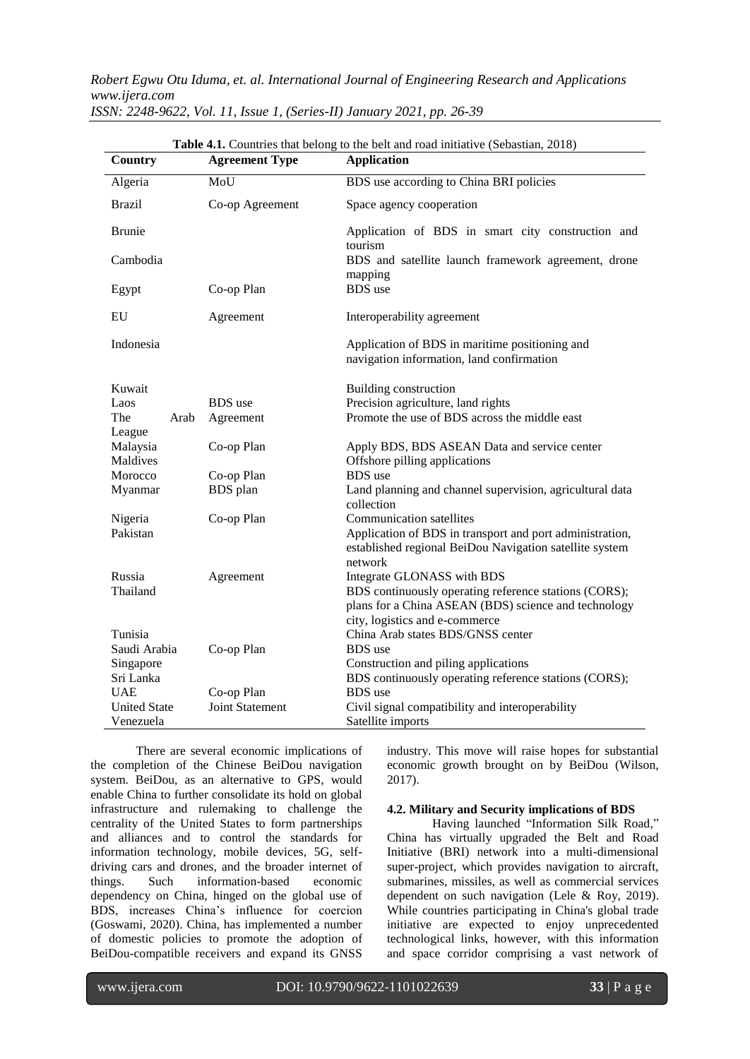**Table 4.1.** Countries that belong to the belt and road initiative (Sebastian, 2018)

| Country | Agreement Type | Application |
|---|---|---|
| Algeria | MoU | BDS use according to China BRI policies |
| Brazil | Co-op Agreement | Space agency cooperation |
| Brunie | | Application of BDS in smart city construction and tourism |
| Cambodia | | BDS and satellite launch framework agreement, drone mapping |
| Egypt | Co-op Plan | BDS use |
| EU | Agreement | Interoperability agreement |
| Indonesia | | Application of BDS in maritime positioning and navigation information, land confirmation |
| Kuwait | | Building construction |
| Laos | BDS use | Precision agriculture, land rights |
| The Arab League | Agreement | Promote the use of BDS across the middle east |
| Malaysia | Co-op Plan | Apply BDS, BDS ASEAN Data and service center |
| Maldives | | Offshore pilling applications |
| Morocco | Co-op Plan | BDS use |
| Myanmar | BDS plan | Land planning and channel supervision, agricultural data collection |
| Nigeria | Co-op Plan | Communication satellites |
| Pakistan | | Application of BDS in transport and port administration, established regional BeiDou Navigation satellite system network |
| Russia | Agreement | Integrate GLONASS with BDS |
| Thailand | | BDS continuously operating reference stations (CORS); plans for a China ASEAN (BDS) science and technology city, logistics and e-commerce |
| Tunisia | | China Arab states BDS/GNSS center |
| Saudi Arabia | Co-op Plan | BDS use |
| Singapore | | Construction and piling applications |
| Sri Lanka | | BDS continuously operating reference stations (CORS); |
| UAE | Co-op Plan | BDS use |
| United State | Joint Statement | Civil signal compatibility and interoperability |
| Venezuela | | Satellite imports |

There are several economic implications of the completion of the Chinese BeiDou navigation system. BeiDou, as an alternative to GPS, would enable China to further consolidate its hold on global infrastructure and rulemaking to challenge the centrality of the United States to form partnerships and alliances and to control the standards for information technology, mobile devices, 5G, self-driving cars and drones, and the broader internet of things. Such information-based economic dependency on China, hinged on the global use of BDS, increases China's influence for coercion (Goswami, 2020). China, has implemented a number of domestic policies to promote the adoption of BeiDou-compatible receivers and expand its GNSS industry. This move will raise hopes for substantial economic growth brought on by BeiDou (Wilson, 2017).

### 4.2. Military and Security implications of BDS

Having launched "Information Silk Road," China has virtually upgraded the Belt and Road Initiative (BRI) network into a multi-dimensional super-project, which provides navigation to aircraft, submarines, missiles, as well as commercial services dependent on such navigation (Lele & Roy, 2019). While countries participating in China's global trade initiative are expected to enjoy unprecedented technological links, however, with this information and space corridor comprising a vast network of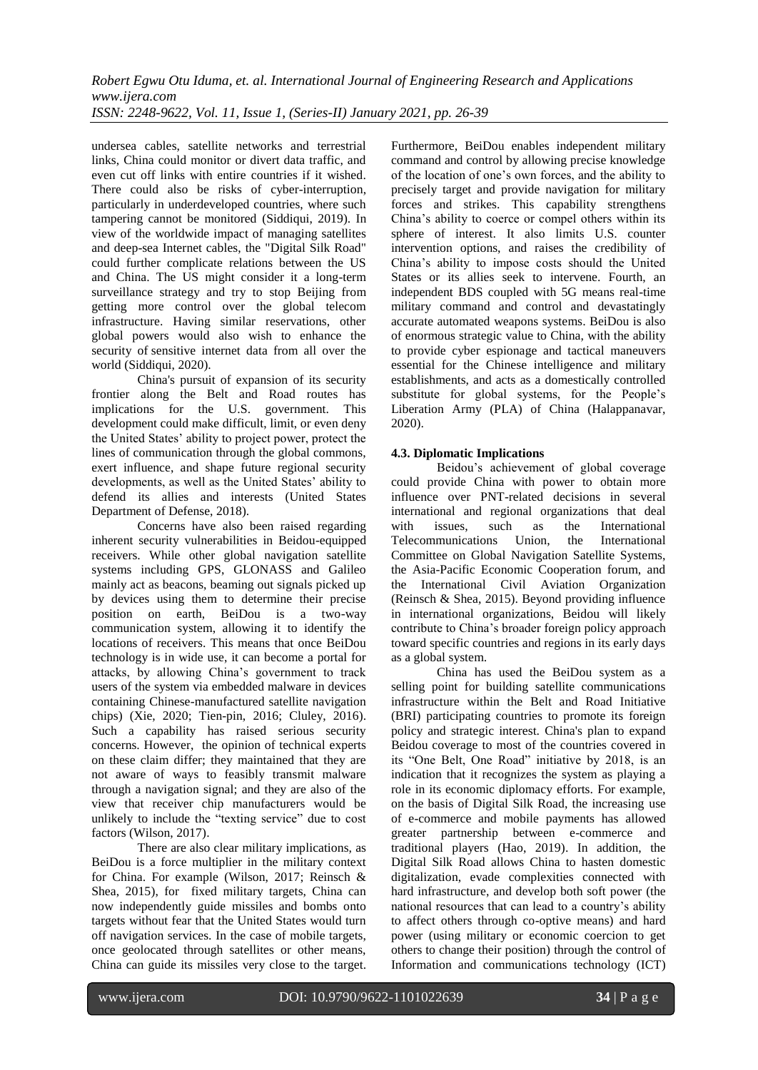undersea cables, satellite networks and terrestrial links, China could monitor or divert data traffic, and even cut off links with entire countries if it wished. There could also be risks of cyber-interruption, particularly in underdeveloped countries, where such tampering cannot be monitored (Siddiqui, 2019). In view of the worldwide impact of managing satellites and deep-sea Internet cables, the "Digital Silk Road" could further complicate relations between the US and China. The US might consider it a long-term surveillance strategy and try to stop Beijing from getting more control over the global telecom infrastructure. Having similar reservations, other global powers would also wish to enhance the security of sensitive internet data from all over the world (Siddiqui, 2020).

China's pursuit of expansion of its security frontier along the Belt and Road routes has implications for the U.S. government. This development could make difficult, limit, or even deny the United States' ability to project power, protect the lines of communication through the global commons, exert influence, and shape future regional security developments, as well as the United States' ability to defend its allies and interests (United States Department of Defense, 2018).

Concerns have also been raised regarding inherent security vulnerabilities in Beidou-equipped receivers. While other global navigation satellite systems including GPS, GLONASS and Galileo mainly act as beacons, beaming out signals picked up by devices using them to determine their precise position on earth, BeiDou is a two-way communication system, allowing it to identify the locations of receivers. This means that once BeiDou technology is in wide use, it can become a portal for attacks, by allowing China's government to track users of the system via embedded malware in devices containing Chinese-manufactured satellite navigation chips) (Xie, 2020; Tien-pin, 2016; Cluley, 2016). Such a capability has raised serious security concerns. However, the opinion of technical experts on these claim differ; they maintained that they are not aware of ways to feasibly transmit malware through a navigation signal; and they are also of the view that receiver chip manufacturers would be unlikely to include the "texting service" due to cost factors (Wilson, 2017).

There are also clear military implications, as BeiDou is a force multiplier in the military context for China. For example (Wilson, 2017; Reinsch & Shea, 2015), for fixed military targets, China can now independently guide missiles and bombs onto targets without fear that the United States would turn off navigation services. In the case of mobile targets, once geolocated through satellites or other means, China can guide its missiles very close to the target. Furthermore, BeiDou enables independent military command and control by allowing precise knowledge of the location of one's own forces, and the ability to precisely target and provide navigation for military forces and strikes. This capability strengthens China's ability to coerce or compel others within its sphere of interest. It also limits U.S. counter intervention options, and raises the credibility of China's ability to impose costs should the United States or its allies seek to intervene. Fourth, an independent BDS coupled with 5G means real-time military command and control and devastatingly accurate automated weapons systems. BeiDou is also of enormous strategic value to China, with the ability to provide cyber espionage and tactical maneuvers essential for the Chinese intelligence and military establishments, and acts as a domestically controlled substitute for global systems, for the People's Liberation Army (PLA) of China (Halappanavar, 2020).

### 4.3. Diplomatic Implications

Beidou's achievement of global coverage could provide China with power to obtain more influence over PNT-related decisions in several international and regional organizations that deal with issues, such as the International Telecommunications Union, the International Committee on Global Navigation Satellite Systems, the Asia-Pacific Economic Cooperation forum, and the International Civil Aviation Organization (Reinsch & Shea, 2015). Beyond providing influence in international organizations, Beidou will likely contribute to China's broader foreign policy approach toward specific countries and regions in its early days as a global system.

China has used the BeiDou system as a selling point for building satellite communications infrastructure within the Belt and Road Initiative (BRI) participating countries to promote its foreign policy and strategic interest. China's plan to expand Beidou coverage to most of the countries covered in its "One Belt, One Road" initiative by 2018, is an indication that it recognizes the system as playing a role in its economic diplomacy efforts. For example, on the basis of Digital Silk Road, the increasing use of e-commerce and mobile payments has allowed greater partnership between e-commerce and traditional players (Hao, 2019). In addition, the Digital Silk Road allows China to hasten domestic digitalization, evade complexities connected with hard infrastructure, and develop both soft power (the national resources that can lead to a country's ability to affect others through co-optive means) and hard power (using military or economic coercion to get others to change their position) through the control of Information and communications technology (ICT)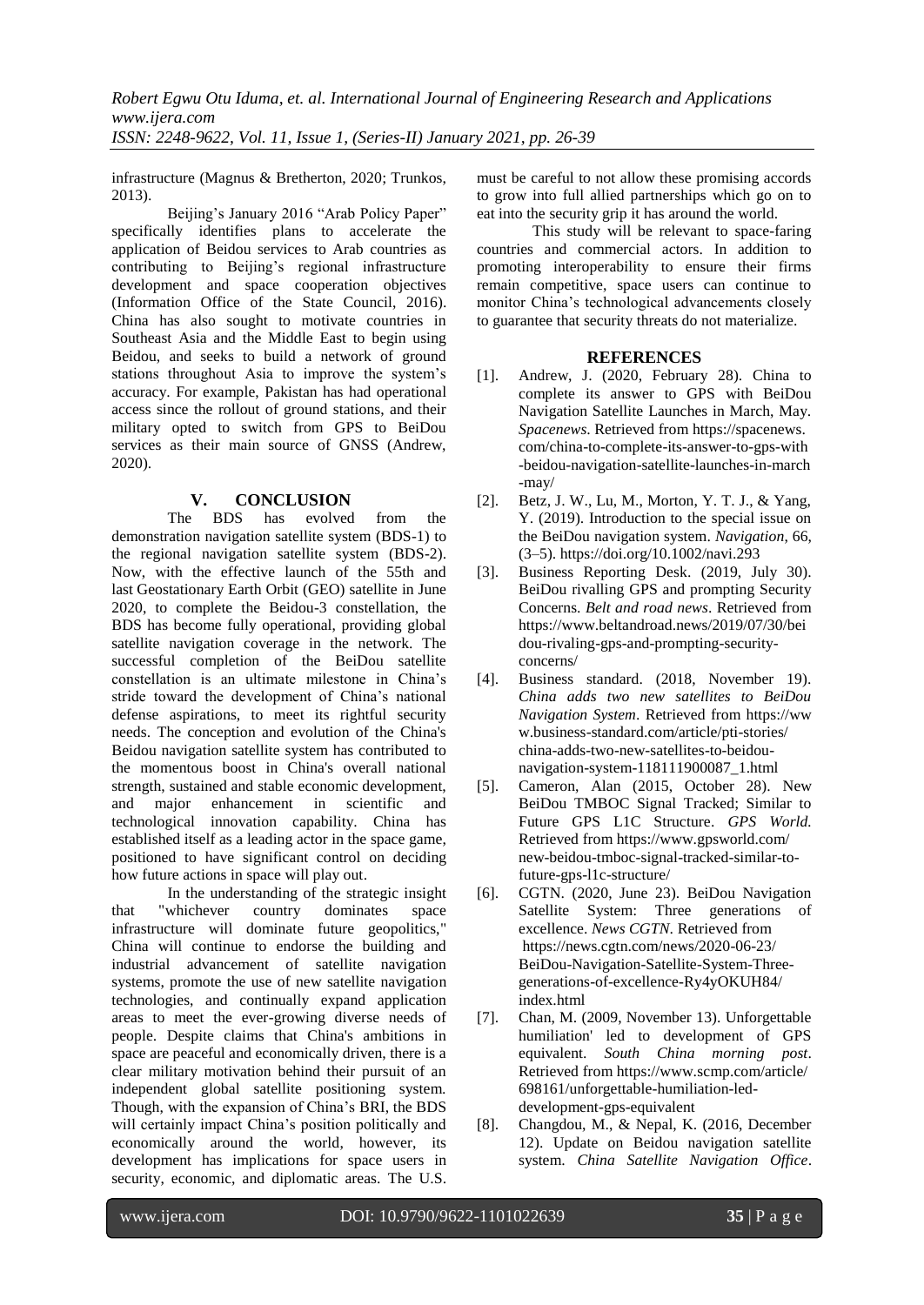infrastructure (Magnus & Bretherton, 2020; Trunkos, 2013).

Beijing's January 2016 "Arab Policy Paper" specifically identifies plans to accelerate the application of Beidou services to Arab countries as contributing to Beijing's regional infrastructure development and space cooperation objectives (Information Office of the State Council, 2016). China has also sought to motivate countries in Southeast Asia and the Middle East to begin using Beidou, and seeks to build a network of ground stations throughout Asia to improve the system's accuracy. For example, Pakistan has had operational access since the rollout of ground stations, and their military opted to switch from GPS to BeiDou services as their main source of GNSS (Andrew, 2020).

## V. CONCLUSION

The BDS has evolved from the demonstration navigation satellite system (BDS-1) to the regional navigation satellite system (BDS-2). Now, with the effective launch of the 55th and last Geostationary Earth Orbit (GEO) satellite in June 2020, to complete the Beidou-3 constellation, the BDS has become fully operational, providing global satellite navigation coverage in the network. The successful completion of the BeiDou satellite constellation is an ultimate milestone in China's stride toward the development of China's national defense aspirations, to meet its rightful security needs. The conception and evolution of the China's Beidou navigation satellite system has contributed to the momentous boost in China's overall national strength, sustained and stable economic development, and major enhancement in scientific and technological innovation capability. China has established itself as a leading actor in the space game, positioned to have significant control on deciding how future actions in space will play out.

In the understanding of the strategic insight that "whichever country dominates space infrastructure will dominate future geopolitics," China will continue to endorse the building and industrial advancement of satellite navigation systems, promote the use of new satellite navigation technologies, and continually expand application areas to meet the ever-growing diverse needs of people. Despite claims that China's ambitions in space are peaceful and economically driven, there is a clear military motivation behind their pursuit of an independent global satellite positioning system. Though, with the expansion of China's BRI, the BDS will certainly impact China's position politically and economically around the world, however, its development has implications for space users in security, economic, and diplomatic areas. The U.S. must be careful to not allow these promising accords to grow into full allied partnerships which go on to eat into the security grip it has around the world.

This study will be relevant to space-faring countries and commercial actors. In addition to promoting interoperability to ensure their firms remain competitive, space users can continue to monitor China's technological advancements closely to guarantee that security threats do not materialize.

## REFERENCES

[1]. Andrew, J. (2020, February 28). China to complete its answer to GPS with BeiDou Navigation Satellite Launches in March, May. *Spacenews*. Retrieved from https://spacenews.com/china-to-complete-its-answer-to-gps-with-beidou-navigation-satellite-launches-in-march-may/

[2]. Betz, J. W., Lu, M., Morton, Y. T. J., & Yang, Y. (2019). Introduction to the special issue on the BeiDou navigation system. *Navigation*, 66, (3–5). https://doi.org/10.1002/navi.293

[3]. Business Reporting Desk. (2019, July 30). BeiDou rivalling GPS and prompting Security Concerns. *Belt and road news*. Retrieved from https://www.beltandroad.news/2019/07/30/beidou-rivaling-gps-and-prompting-security-concerns/

[4]. Business standard. (2018, November 19). *China adds two new satellites to BeiDou Navigation System*. Retrieved from https://www.business-standard.com/article/pti-stories/china-adds-two-new-satellites-to-beidou-navigation-system-118111900087_1.html

[5]. Cameron, Alan (2015, October 28). New BeiDou TMBOC Signal Tracked; Similar to Future GPS L1C Structure. *GPS World.* Retrieved from https://www.gpsworld.com/new-beidou-tmboc-signal-tracked-similar-to-future-gps-l1c-structure/

[6]. CGTN. (2020, June 23). BeiDou Navigation Satellite System: Three generations of excellence. *News CGTN*. Retrieved from https://news.cgtn.com/news/2020-06-23/BeiDou-Navigation-Satellite-System-Three-generations-of-excellence-Ry4yOKUH84/index.html

[7]. Chan, M. (2009, November 13). Unforgettable humiliation' led to development of GPS equivalent. *South China morning post*. Retrieved from https://www.scmp.com/article/698161/unforgettable-humiliation-led-development-gps-equivalent

[8]. Changdou, M., & Nepal, K. (2016, December 12). Update on Beidou navigation satellite system. *China Satellite Navigation Office*.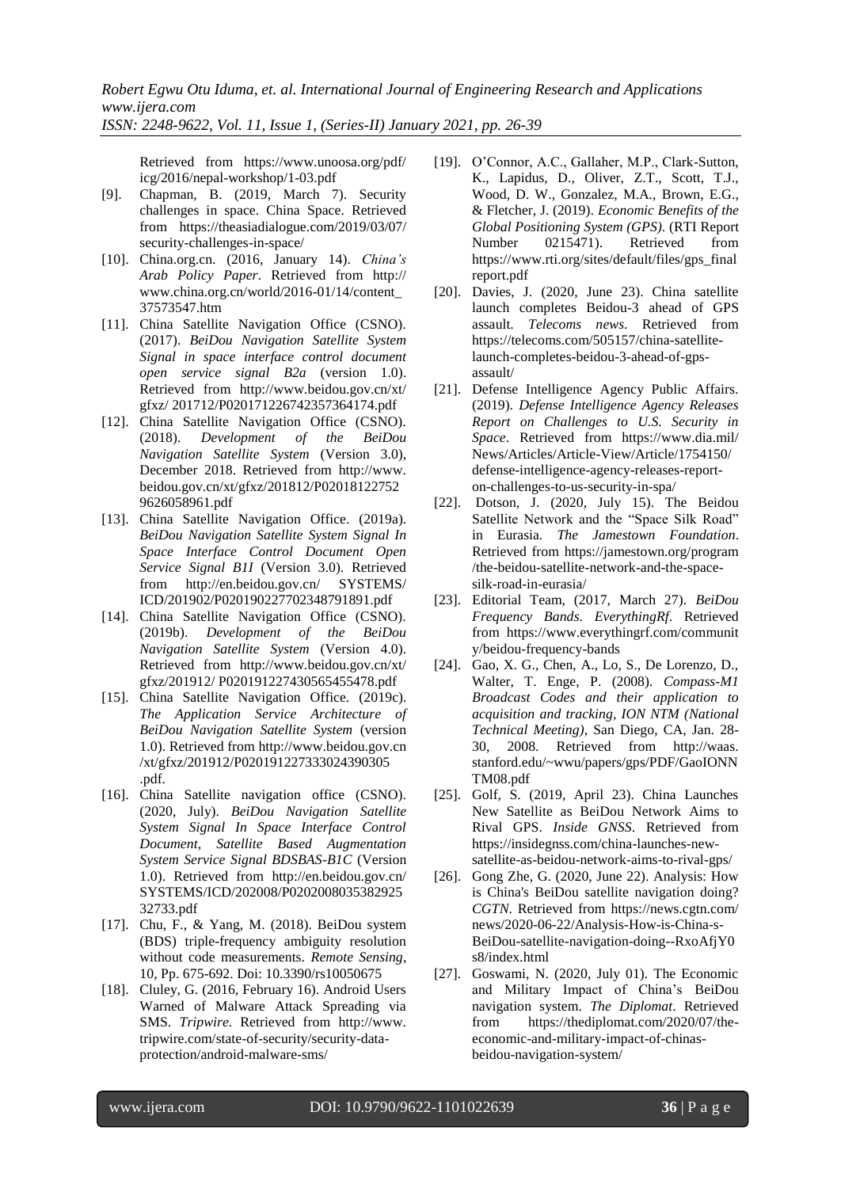Retrieved from https://www.unoosa.org/pdf/icg/2016/nepal-workshop/1-03.pdf

[9]. Chapman, B. (2019, March 7). Security challenges in space. China Space. Retrieved from https://theasiadialogue.com/2019/03/07/security-challenges-in-space/

[10]. China.org.cn. (2016, January 14). *China's Arab Policy Paper*. Retrieved from http://www.china.org.cn/world/2016-01/14/content_37573547.htm

[11]. China Satellite Navigation Office (CSNO). (2017). *BeiDou Navigation Satellite System Signal in space interface control document open service signal B2a* (version 1.0). Retrieved from http://www.beidou.gov.cn/xt/gfxz/ 201712/P020171226742357364174.pdf

[12]. China Satellite Navigation Office (CSNO). (2018). *Development of the BeiDou Navigation Satellite System* (Version 3.0), December 2018. Retrieved from http://www.beidou.gov.cn/xt/gfxz/201812/P020181227529626058961.pdf

[13]. China Satellite Navigation Office. (2019a). *BeiDou Navigation Satellite System Signal In Space Interface Control Document Open Service Signal B1I* (Version 3.0). Retrieved from http://en.beidou.gov.cn/ SYSTEMS/ICD/201902/P020190227702348791891.pdf

[14]. China Satellite Navigation Office (CSNO). (2019b). *Development of the BeiDou Navigation Satellite System* (Version 4.0). Retrieved from http://www.beidou.gov.cn/xt/gfxz/201912/ P020191227430565455478.pdf

[15]. China Satellite Navigation Office. (2019c). *The Application Service Architecture of BeiDou Navigation Satellite System* (version 1.0). Retrieved from http://www.beidou.gov.cn/xt/gfxz/201912/P020191227333024390305.pdf.

[16]. China Satellite navigation office (CSNO). (2020, July). *BeiDou Navigation Satellite System Signal In Space Interface Control Document, Satellite Based Augmentation System Service Signal BDSBAS-B1C* (Version 1.0). Retrieved from http://en.beidou.gov.cn/SYSTEMS/ICD/202008/P020200803538292532733.pdf

[17]. Chu, F., & Yang, M. (2018). BeiDou system (BDS) triple-frequency ambiguity resolution without code measurements. *Remote Sensing*, 10, Pp. 675-692. Doi: 10.3390/rs10050675

[18]. Cluley, G. (2016, February 16). Android Users Warned of Malware Attack Spreading via SMS. *Tripwire*. Retrieved from http://www.tripwire.com/state-of-security/security-data-protection/android-malware-sms/

[19]. O'Connor, A.C., Gallaher, M.P., Clark-Sutton, K., Lapidus, D., Oliver, Z.T., Scott, T.J., Wood, D. W., Gonzalez, M.A., Brown, E.G., & Fletcher, J. (2019). *Economic Benefits of the Global Positioning System (GPS)*. (RTI Report Number 0215471). Retrieved from https://www.rti.org/sites/default/files/gps_finalreport.pdf

[20]. Davies, J. (2020, June 23). China satellite launch completes Beidou-3 ahead of GPS assault. *Telecoms news*. Retrieved from https://telecoms.com/505157/china-satellite-launch-completes-beidou-3-ahead-of-gps-assault/

[21]. Defense Intelligence Agency Public Affairs. (2019). *Defense Intelligence Agency Releases Report on Challenges to U.S. Security in Space*. Retrieved from https://www.dia.mil/News/Articles/Article-View/Article/1754150/defense-intelligence-agency-releases-report-on-challenges-to-us-security-in-spa/

[22]. Dotson, J. (2020, July 15). The Beidou Satellite Network and the "Space Silk Road" in Eurasia. *The Jamestown Foundation*. Retrieved from https://jamestown.org/program/the-beidou-satellite-network-and-the-space-silk-road-in-eurasia/

[23]. Editorial Team, (2017, March 27). *BeiDou Frequency Bands. EverythingRf*. Retrieved from https://www.everythingrf.com/community/beidou-frequency-bands

[24]. Gao, X. G., Chen, A., Lo, S., De Lorenzo, D., Walter, T. Enge, P. (2008). *Compass-M1 Broadcast Codes and their application to acquisition and tracking, ION NTM (National Technical Meeting)*, San Diego, CA, Jan. 28-30, 2008. Retrieved from http://waas.stanford.edu/~wwu/papers/gps/PDF/GaoIONNTM08.pdf

[25]. Golf, S. (2019, April 23). China Launches New Satellite as BeiDou Network Aims to Rival GPS. *Inside GNSS*. Retrieved from https://insidegnss.com/china-launches-new-satellite-as-beidou-network-aims-to-rival-gps/

[26]. Gong Zhe, G. (2020, June 22). Analysis: How is China's BeiDou satellite navigation doing? *CGTN*. Retrieved from https://news.cgtn.com/news/2020-06-22/Analysis-How-is-China-s-BeiDou-satellite-navigation-doing--RxoAfjY0s8/index.html

[27]. Goswami, N. (2020, July 01). The Economic and Military Impact of China's BeiDou navigation system. *The Diplomat*. Retrieved from https://thediplomat.com/2020/07/the-economic-and-military-impact-of-chinas-beidou-navigation-system/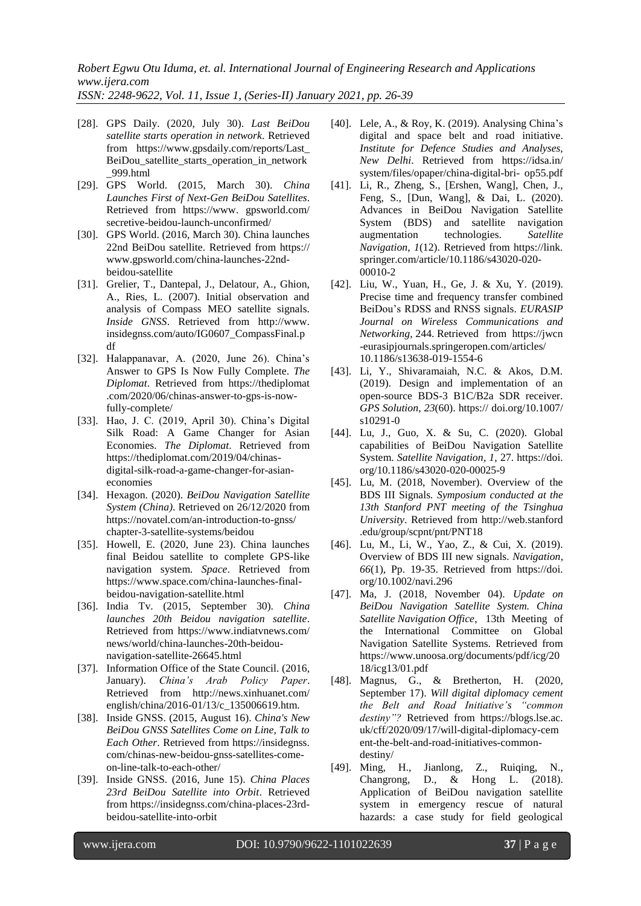[28]. GPS Daily. (2020, July 30). *Last BeiDou satellite starts operation in network*. Retrieved from https://www.gpsdaily.com/reports/Last_BeiDou_satellite_starts_operation_in_network_999.html

[29]. GPS World. (2015, March 30). *China Launches First of Next-Gen BeiDou Satellites*. Retrieved from https://www. gpsworld.com/secretive-beidou-launch-unconfirmed/

[30]. GPS World. (2016, March 30). China launches 22nd BeiDou satellite. Retrieved from https://www.gpsworld.com/china-launches-22nd-beidou-satellite

[31]. Grelier, T., Dantepal, J., Delatour, A., Ghion, A., Ries, L. (2007). Initial observation and analysis of Compass MEO satellite signals. *Inside GNSS*. Retrieved from http://www.insidegnss.com/auto/IG0607_CompassFinal.pdf

[32]. Halappanavar, A. (2020, June 26). China's Answer to GPS Is Now Fully Complete. *The Diplomat*. Retrieved from https://thediplomat.com/2020/06/chinas-answer-to-gps-is-now-fully-complete/

[33]. Hao, J. C. (2019, April 30). China's Digital Silk Road: A Game Changer for Asian Economies. *The Diplomat*. Retrieved from https://thediplomat.com/2019/04/chinas-digital-silk-road-a-game-changer-for-asian-economies

[34]. Hexagon. (2020). *BeiDou Navigation Satellite System (China)*. Retrieved on 26/12/2020 from https://novatel.com/an-introduction-to-gnss/chapter-3-satellite-systems/beidou

[35]. Howell, E. (2020, June 23). China launches final Beidou satellite to complete GPS-like navigation system. *Space*. Retrieved from https://www.space.com/china-launches-final-beidou-navigation-satellite.html

[36]. India Tv. (2015, September 30). *China launches 20th Beidou navigation satellite*. Retrieved from https://www.indiatvnews.com/news/world/china-launches-20th-beidou-navigation-satellite-26645.html

[37]. Information Office of the State Council. (2016, January). *China's Arab Policy Paper*. Retrieved from http://news.xinhuanet.com/english/china/2016-01/13/c_135006619.htm.

[38]. Inside GNSS. (2015, August 16). *China's New BeiDou GNSS Satellites Come on Line, Talk to Each Other*. Retrieved from https://insidegnss.com/chinas-new-beidou-gnss-satellites-come-on-line-talk-to-each-other/

[39]. Inside GNSS. (2016, June 15). *China Places 23rd BeiDou Satellite into Orbit*. Retrieved from https://insidegnss.com/china-places-23rd-beidou-satellite-into-orbit

[40]. Lele, A., & Roy, K. (2019). Analysing China's digital and space belt and road initiative. *Institute for Defence Studies and Analyses, New Delhi*. Retrieved from https://idsa.in/system/files/opaper/china-digital-bri- op55.pdf

[41]. Li, R., Zheng, S., [Ershen, Wang], Chen, J., Feng, S., [Dun, Wang], & Dai, L. (2020). Advances in BeiDou Navigation Satellite System (BDS) and satellite navigation augmentation technologies. *Satellite Navigation*, *1*(12). Retrieved from https://link.springer.com/article/10.1186/s43020-020-00010-2

[42]. Liu, W., Yuan, H., Ge, J. & Xu, Y. (2019). Precise time and frequency transfer combined BeiDou's RDSS and RNSS signals. *EURASIP Journal on Wireless Communications and Networking*, 244. Retrieved from https://jwcn-eurasipjournals.springeropen.com/articles/10.1186/s13638-019-1554-6

[43]. Li, Y., Shivaramaiah, N.C. & Akos, D.M. (2019). Design and implementation of an open-source BDS-3 B1C/B2a SDR receiver. *GPS Solution*, *23*(60). https:// doi.org/10.1007/s10291-0

[44]. Lu, J., Guo, X. & Su, C. (2020). Global capabilities of BeiDou Navigation Satellite System. *Satellite Navigation*, *1*, 27. https://doi.org/10.1186/s43020-020-00025-9

[45]. Lu, M. (2018, November). Overview of the BDS III Signals. *Symposium conducted at the 13th Stanford PNT meeting of the Tsinghua University*. Retrieved from http://web.stanford.edu/group/scpnt/pnt/PNT18

[46]. Lu, M., Li, W., Yao, Z., & Cui, X. (2019). Overview of BDS III new signals. *Navigation*, *66*(1), Pp. 19-35. Retrieved from https://doi.org/10.1002/navi.296

[47]. Ma, J. (2018, November 04). *Update on BeiDou Navigation Satellite System. China Satellite Navigation Office*, 13th Meeting of the International Committee on Global Navigation Satellite Systems. Retrieved from https://www.unoosa.org/documents/pdf/icg/2018/icg13/01.pdf

[48]. Magnus, G., & Bretherton, H. (2020, September 17). *Will digital diplomacy cement the Belt and Road Initiative's "common destiny"?* Retrieved from https://blogs.lse.ac.uk/cff/2020/09/17/will-digital-diplomacy-cement-the-belt-and-road-initiatives-common-destiny/

[49]. Ming, H., Jianlong, Z., Ruiqing, N., Changrong, D., & Hong L. (2018). Application of BeiDou navigation satellite system in emergency rescue of natural hazards: a case study for field geological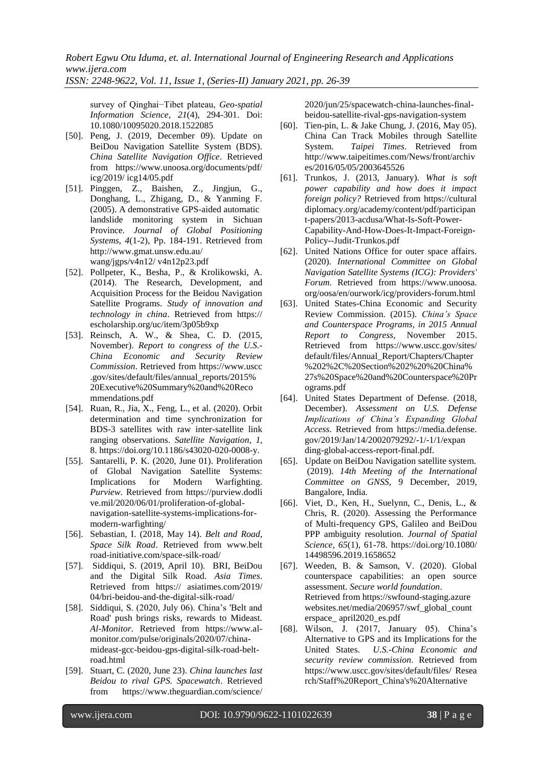survey of Qinghai−Tibet plateau, *Geo-spatial Information Science, 21*(4), 294-301. Doi: 10.1080/10095020.2018.1522085

[50]. Peng, J. (2019, December 09). Update on BeiDou Navigation Satellite System (BDS). *China Satellite Navigation Office*. Retrieved from https://www.unoosa.org/documents/pdf/icg/2019/ icg14/05.pdf

[51]. Pinggen, Z., Baishen, Z., Jingjun, G., Donghang, L., Zhigang, D., & Yanming F. (2005). A demonstrative GPS-aided automatic landslide monitoring system in Sichuan Province. *Journal of Global Positioning Systems*, *4*(1-2), Pp. 184-191. Retrieved from http://www.gmat.unsw.edu.au/ wang/jgps/v4n12/ v4n12p23.pdf

[52]. Pollpeter, K., Besha, P., & Krolikowski, A. (2014). The Research, Development, and Acquisition Process for the Beidou Navigation Satellite Programs. *Study of innovation and technology in china*. Retrieved from https:// escholarship.org/uc/item/3p05b9xp

[53]. Reinsch, A. W., & Shea, C. D. (2015, November). *Report to congress of the U.S.-China Economic and Security Review Commission*. Retrieved from https://www.uscc .gov/sites/default/files/annual_reports/2015% 20Executive%20Summary%20and%20Reco mmendations.pdf

[54]. Ruan, R., Jia, X., Feng, L., et al. (2020). Orbit determination and time synchronization for BDS-3 satellites with raw inter-satellite link ranging observations. *Satellite Navigation, 1*, 8. https://doi.org/10.1186/s43020-020-0008-y.

[55]. Santarelli, P. K. (2020, June 01). Proliferation of Global Navigation Satellite Systems: Implications for Modern Warfighting. *Purview*. Retrieved from https://purview.dodli ve.mil/2020/06/01/proliferation-of-global-navigation-satellite-systems-implications-for-modern-warfighting/

[56]. Sebastian, I. (2018, May 14). *Belt and Road, Space Silk Road*. Retrieved from www.belt road-initiative.com/space-silk-road/

[57]. Siddiqui, S. (2019, April 10). BRI, BeiDou and the Digital Silk Road. *Asia Times*. Retrieved from https:// asiatimes.com/2019/ 04/bri-beidou-and-the-digital-silk-road/

[58]. Siddiqui, S. (2020, July 06). China's 'Belt and Road' push brings risks, rewards to Mideast. *Al-Monitor*. Retrieved from https://www.al-monitor.com/pulse/originals/2020/07/china-mideast-gcc-beidou-gps-digital-silk-road-belt-road.html

[59]. Stuart, C. (2020, June 23). *China launches last Beidou to rival GPS. Spacewatch*. Retrieved from https://www.theguardian.com/science/ 2020/jun/25/spacewatch-china-launches-final-beidou-satellite-rival-gps-navigation-system

[60]. Tien-pin, L. & Jake Chung, J. (2016, May 05). China Can Track Mobiles through Satellite System. *Taipei Times*. Retrieved from http://www.taipeitimes.com/News/front/archiv es/2016/05/05/2003645526

[61]. Trunkos, J. (2013, January). *What is soft power capability and how does it impact foreign policy?* Retrieved from https://cultural diplomacy.org/academy/content/pdf/participan t-papers/2013-acdusa/What-Is-Soft-Power-Capability-And-How-Does-It-Impact-Foreign-Policy--Judit-Trunkos.pdf

[62]. United Nations Office for outer space affairs. (2020). *International Committee on Global Navigation Satellite Systems (ICG): Providers' Forum*. Retrieved from https://www.unoosa. org/oosa/en/ourwork/icg/providers-forum.html

[63]. United States-China Economic and Security Review Commission. (2015). *China's Space and Counterspace Programs, in 2015 Annual Report to Congress*, November 2015. Retrieved from https://www.uscc.gov/sites/ default/files/Annual_Report/Chapters/Chapter %202%2C%20Section%202%20%20China% 27s%20Space%20and%20Counterspace%20Pr ograms.pdf

[64]. United States Department of Defense. (2018, December). *Assessment on U.S. Defense Implications of China's Expanding Global Access*. Retrieved from https://media.defense. gov/2019/Jan/14/2002079292/-1/-1/1/expan ding-global-access-report-final.pdf.

[65]. Update on BeiDou Navigation satellite system. (2019). *14th Meeting of the International Committee on GNSS*, 9 December, 2019, Bangalore, India.

[66]. Viet, D., Ken, H., Suelynn, C., Denis, L., & Chris, R. (2020). Assessing the Performance of Multi-frequency GPS, Galileo and BeiDou PPP ambiguity resolution. *Journal of Spatial Science, 65*(1), 61-78. https://doi.org/10.1080/ 14498596.2019.1658652

[67]. Weeden, B. & Samson, V. (2020). Global counterspace capabilities: an open source assessment. *Secure world foundation*. Retrieved from https://swfound-staging.azure websites.net/media/206957/swf_global_count erspace_ april2020_es.pdf

[68]. Wilson, J. (2017, January 05). China's Alternative to GPS and its Implications for the United States. *U.S.-China Economic and security review commission*. Retrieved from https://www.uscc.gov/sites/default/files/ Resea rch/Staff%20Report_China's%20Alternative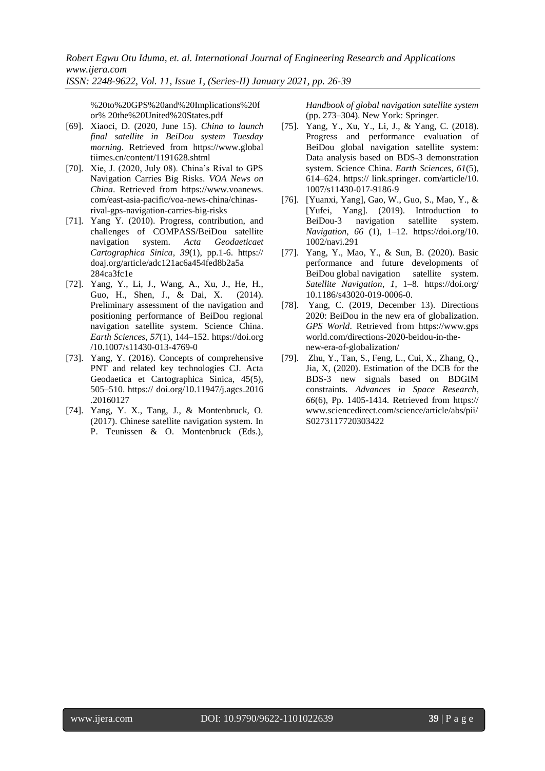%20to%20GPS%20and%20Implications%20for% 20the%20United%20States.pdf

[69]. Xiaoci, D. (2020, June 15). *China to launch final satellite in BeiDou system Tuesday morning*. Retrieved from https://www.globaltiimes.cn/content/1191628.shtml

[70]. Xie, J. (2020, July 08). China's Rival to GPS Navigation Carries Big Risks. *VOA News on China*. Retrieved from https://www.voanews.com/east-asia-pacific/voa-news-china/chinas-rival-gps-navigation-carries-big-risks

[71]. Yang Y. (2010). Progress, contribution, and challenges of COMPASS/BeiDou satellite navigation system. *Acta Geodaeticaet Cartographica Sinica*, *39*(1), pp.1-6. https://doaj.org/article/adc121ac6a454fed8b2a5a284ca3fc1e

[72]. Yang, Y., Li, J., Wang, A., Xu, J., He, H., Guo, H., Shen, J., & Dai, X. (2014). Preliminary assessment of the navigation and positioning performance of BeiDou regional navigation satellite system. Science China. *Earth Sciences*, *57*(1), 144–152. https://doi.org/10.1007/s11430-013-4769-0

[73]. Yang, Y. (2016). Concepts of comprehensive PNT and related key technologies CJ. Acta Geodaetica et Cartographica Sinica, 45(5), 505–510. https:// doi.org/10.11947/j.agcs.2016.20160127

[74]. Yang, Y. X., Tang, J., & Montenbruck, O. (2017). Chinese satellite navigation system. In P. Teunissen & O. Montenbruck (Eds.), *Handbook of global navigation satellite system* (pp. 273–304). New York: Springer.

[75]. Yang, Y., Xu, Y., Li, J., & Yang, C. (2018). Progress and performance evaluation of BeiDou global navigation satellite system: Data analysis based on BDS-3 demonstration system. Science China. *Earth Sciences*, *61*(5), 614–624. https:// link.springer. com/article/10.1007/s11430-017-9186-9

[76]. [Yuanxi, Yang], Gao, W., Guo, S., Mao, Y., & [Yufei, Yang]. (2019). Introduction to BeiDou-3 navigation satellite system. *Navigation*, *66* (1), 1–12. https://doi.org/10.1002/navi.291

[77]. Yang, Y., Mao, Y., & Sun, B. (2020). Basic performance and future developments of BeiDou global navigation satellite system. *Satellite Navigation*, *1*, 1–8. https://doi.org/10.1186/s43020-019-0006-0.

[78]. Yang, C. (2019, December 13). Directions 2020: BeiDou in the new era of globalization. *GPS World*. Retrieved from https://www.gpsworld.com/directions-2020-beidou-in-the-new-era-of-globalization/

[79]. Zhu, Y., Tan, S., Feng, L., Cui, X., Zhang, Q., Jia, X, (2020). Estimation of the DCB for the BDS-3 new signals based on BDGIM constraints. *Advances in Space Research*, *66*(6), Pp. 1405-1414. Retrieved from https://www.sciencedirect.com/science/article/abs/pii/S0273117720303422